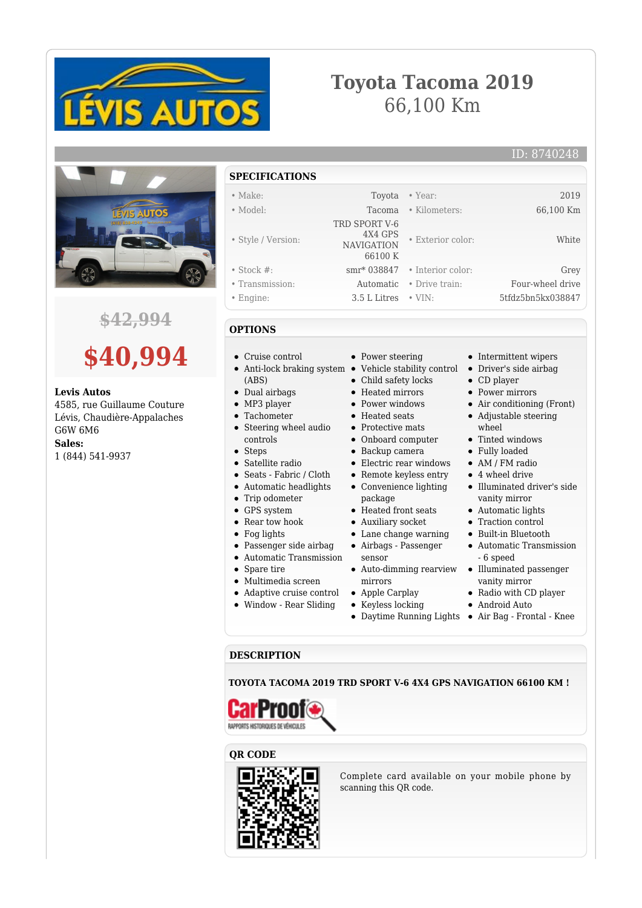# Toyota Tacoma 2019
66,100 Km

ID: 8740248

~~$42,994~~

**$40,994**

**Levis Autos**
4585, rue Guillaume Couture
Lévis, Chaudière-Appalaches
G6W 6M6
**Sales:**
1 (844) 541-9937

## SPECIFICATIONS

| | | | |
|---|---|---|---|
| • Make: | Toyota | • Year: | 2019 |
| • Model: | Tacoma | • Kilometers: | 66,100 Km |
| • Style / Version: | TRD SPORT V-6 4X4 GPS NAVIGATION 66100 K | • Exterior color: | White |
| • Stock #: | smr* 038847 | • Interior color: | Grey |
| • Transmission: | Automatic | • Drive train: | Four-wheel drive |
| • Engine: | 3.5 L Litres | • VIN: | 5tfdz5bn5kx038847 |

## OPTIONS

- Cruise control
- Anti-lock braking system (ABS)
- Dual airbags
- MP3 player
- Tachometer
- Steering wheel audio controls
- Steps
- Satellite radio
- Seats - Fabric / Cloth
- Automatic headlights
- Trip odometer
- GPS system
- Rear tow hook
- Fog lights
- Passenger side airbag
- Automatic Transmission
- Spare tire
- Multimedia screen
- Adaptive cruise control
- Window - Rear Sliding
- Power steering
- Vehicle stability control
- Child safety locks
- Heated mirrors
- Power windows
- Heated seats
- Protective mats
- Onboard computer
- Backup camera
- Electric rear windows
- Remote keyless entry
- Convenience lighting package
- Heated front seats
- Auxiliary socket
- Lane change warning
- Airbags - Passenger sensor
- Auto-dimming rearview mirrors
- Apple Carplay
- Keyless locking
- Daytime Running Lights
- Intermittent wipers
- Driver's side airbag
- CD player
- Power mirrors
- Air conditioning (Front)
- Adjustable steering wheel
- Tinted windows
- Fully loaded
- AM / FM radio
- 4 wheel drive
- Illuminated driver's side vanity mirror
- Automatic lights
- Traction control
- Built-in Bluetooth
- Automatic Transmission - 6 speed
- Illuminated passenger vanity mirror
- Radio with CD player
- Android Auto
- Air Bag - Frontal - Knee

## DESCRIPTION

**TOYOTA TACOMA 2019 TRD SPORT V-6 4X4 GPS NAVIGATION 66100 KM !**

## QR CODE

Complete card available on your mobile phone by scanning this QR code.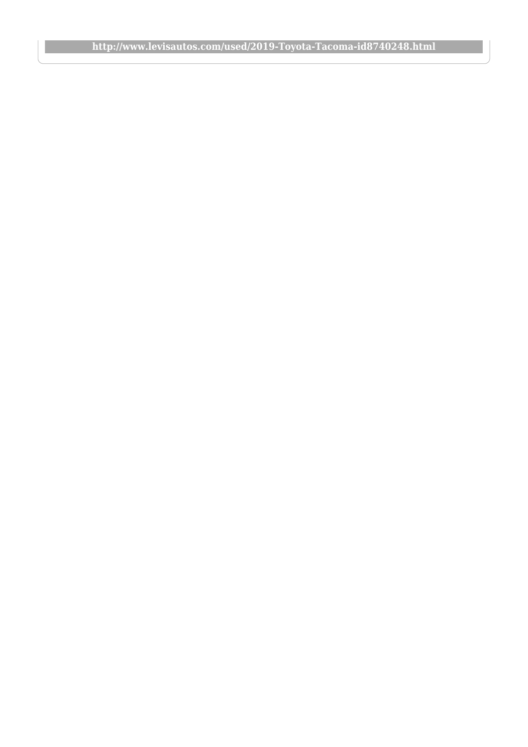**http://www.levisautos.com/used/2019-Toyota-Tacoma-id8740248.html**